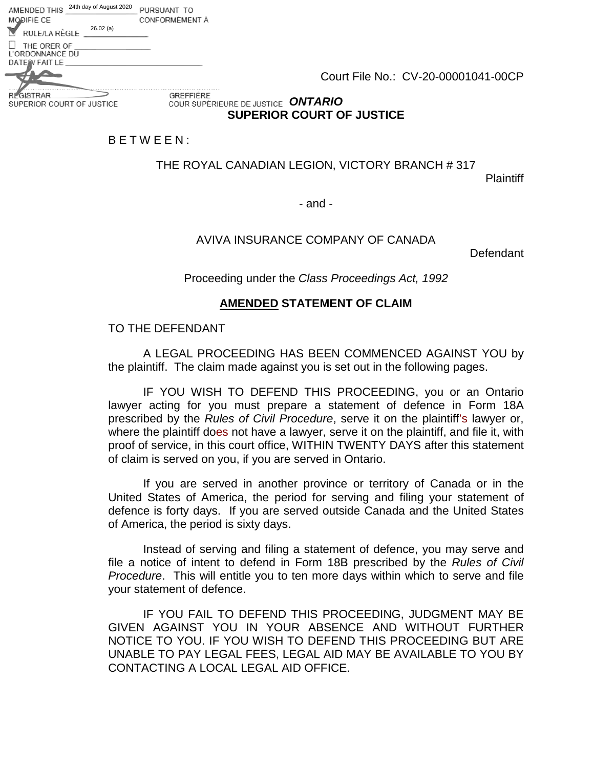AMENDED THIS 24th day of August 2020 PURSUANT TO
MODIFIÉ CE CONFORMÉMENT À
☑ RULE/LA RÈGLE 26.02 (a)
☐ THE ORER OF
L'ORDONNANCE DU
DATED / FAIT LE

REGISTRAR GREFFIÈRE
SUPERIOR COURT OF JUSTICE COUR SUPÉRIEURE DE JUSTICE

Court File No.: CV-20-00001041-00CP

***ONTARIO***
**SUPERIOR COURT OF JUSTICE**

B E T W E E N :

THE ROYAL CANADIAN LEGION, VICTORY BRANCH # 317

Plaintiff

- and -

AVIVA INSURANCE COMPANY OF CANADA

Defendant

Proceeding under the *Class Proceedings Act, 1992*

## <u>AMENDED</u> STATEMENT OF CLAIM

TO THE DEFENDANT

A LEGAL PROCEEDING HAS BEEN COMMENCED AGAINST YOU by the plaintiff. The claim made against you is set out in the following pages.

IF YOU WISH TO DEFEND THIS PROCEEDING, you or an Ontario lawyer acting for you must prepare a statement of defence in Form 18A prescribed by the *Rules of Civil Procedure*, serve it on the plaintiff's lawyer or, where the plaintiff does not have a lawyer, serve it on the plaintiff, and file it, with proof of service, in this court office, WITHIN TWENTY DAYS after this statement of claim is served on you, if you are served in Ontario.

If you are served in another province or territory of Canada or in the United States of America, the period for serving and filing your statement of defence is forty days. If you are served outside Canada and the United States of America, the period is sixty days.

Instead of serving and filing a statement of defence, you may serve and file a notice of intent to defend in Form 18B prescribed by the *Rules of Civil Procedure*. This will entitle you to ten more days within which to serve and file your statement of defence.

IF YOU FAIL TO DEFEND THIS PROCEEDING, JUDGMENT MAY BE GIVEN AGAINST YOU IN YOUR ABSENCE AND WITHOUT FURTHER NOTICE TO YOU. IF YOU WISH TO DEFEND THIS PROCEEDING BUT ARE UNABLE TO PAY LEGAL FEES, LEGAL AID MAY BE AVAILABLE TO YOU BY CONTACTING A LOCAL LEGAL AID OFFICE.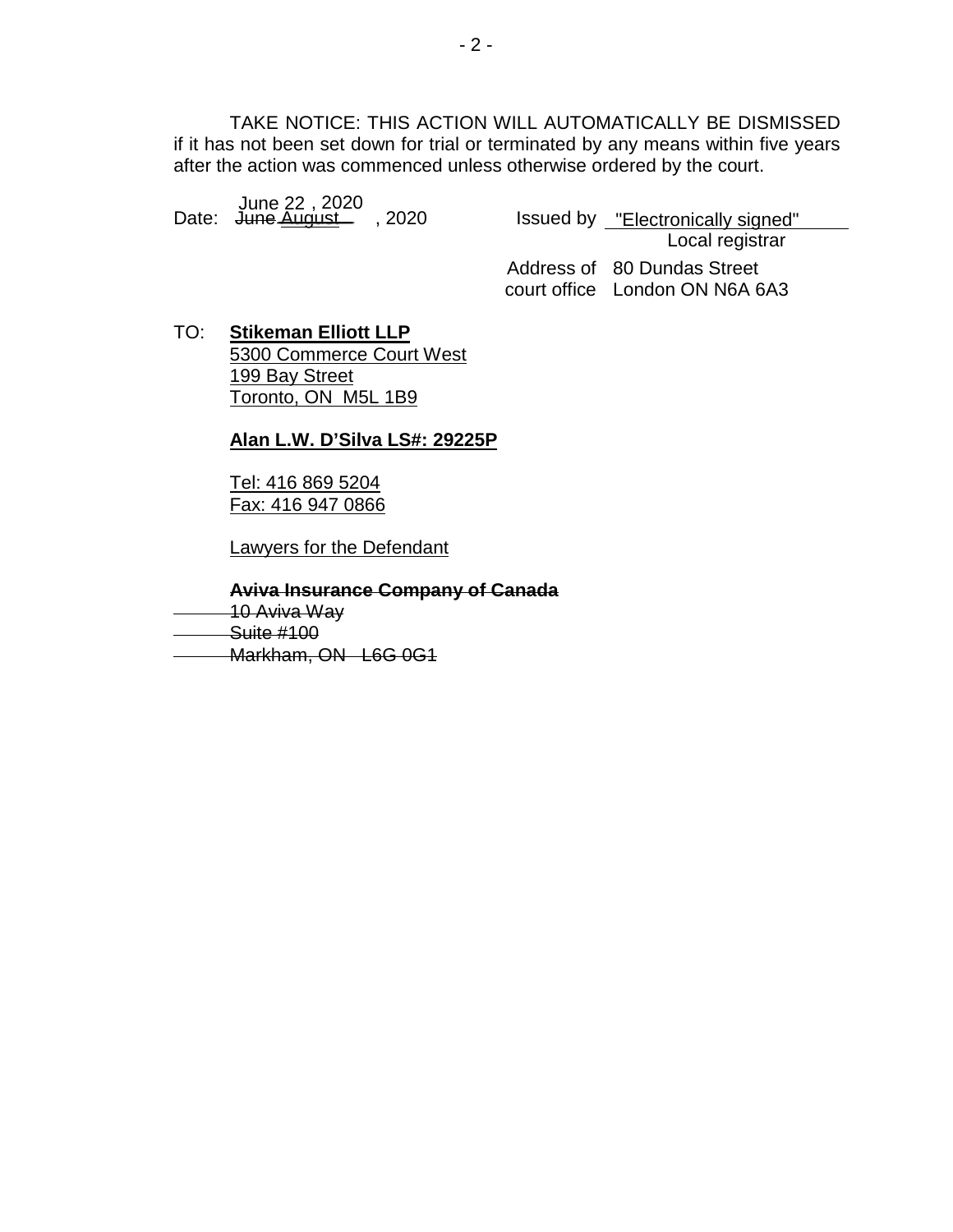TAKE NOTICE: THIS ACTION WILL AUTOMATICALLY BE DISMISSED if it has not been set down for trial or terminated by any means within five years after the action was commenced unless otherwise ordered by the court.

Date: June 22, 2020 ~~June~~ August , 2020

Issued by "Electronically signed"
Local registrar

Address of court office: 80 Dundas Street, London ON N6A 6A3

TO: **Stikeman Elliott LLP**
5300 Commerce Court West
199 Bay Street
Toronto, ON M5L 1B9

**Alan L.W. D'Silva LS#: 29225P**

Tel: 416 869 5204
Fax: 416 947 0866

Lawyers for the Defendant

~~**Aviva Insurance Company of Canada**~~
~~10 Aviva Way~~
~~Suite #100~~
~~Markham, ON L6G 0G1~~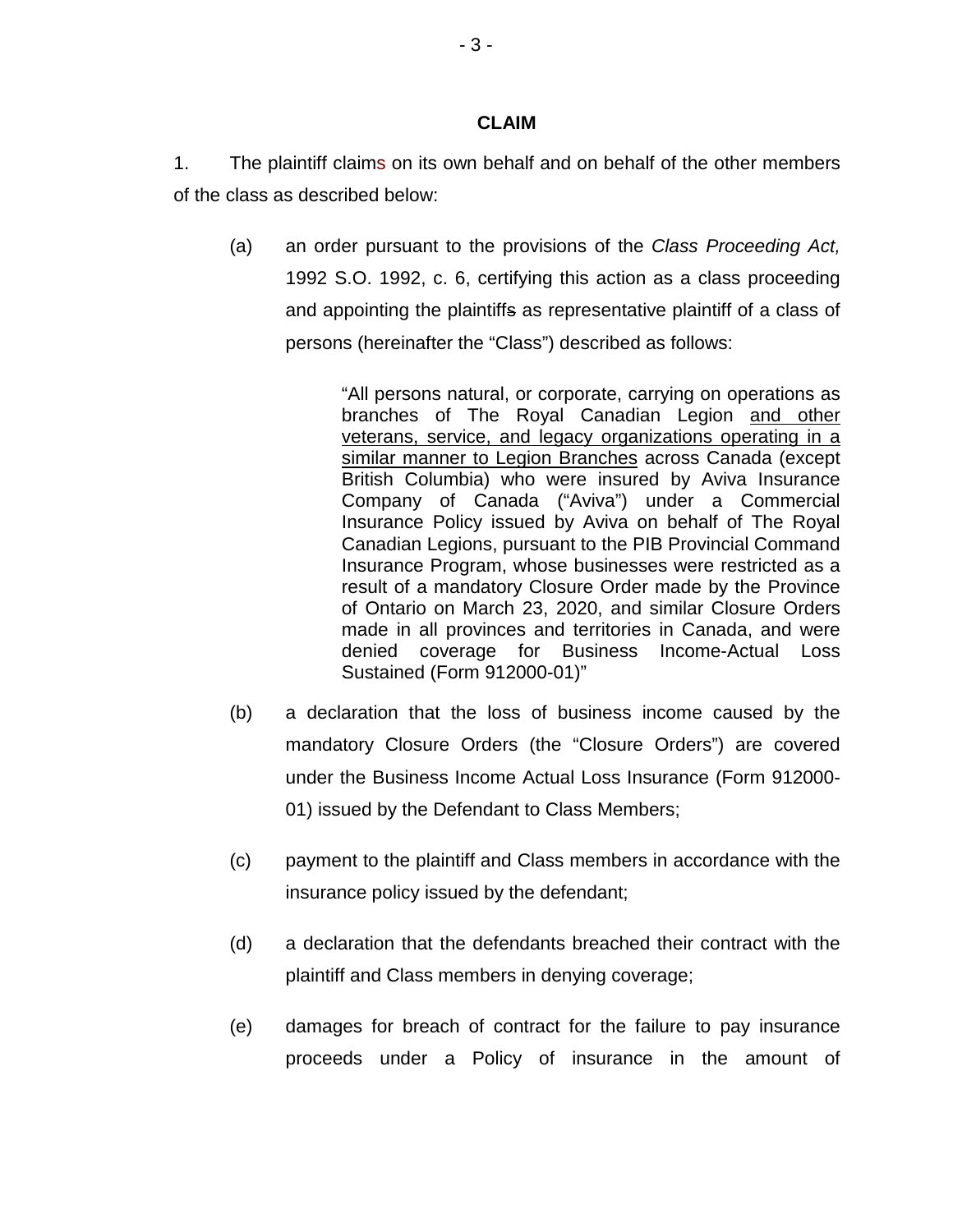## CLAIM

1. The plaintiff claims on its own behalf and on behalf of the other members of the class as described below:

   (a) an order pursuant to the provisions of the *Class Proceeding Act,* 1992 S.O. 1992, c. 6, certifying this action as a class proceeding and appointing the plaintiffs as representative plaintiff of a class of persons (hereinafter the "Class") described as follows:

   > "All persons natural, or corporate, carrying on operations as branches of The Royal Canadian Legion <u>and other veterans, service, and legacy organizations operating in a similar manner to Legion Branches</u> across Canada (except British Columbia) who were insured by Aviva Insurance Company of Canada ("Aviva") under a Commercial Insurance Policy issued by Aviva on behalf of The Royal Canadian Legions, pursuant to the PIB Provincial Command Insurance Program, whose businesses were restricted as a result of a mandatory Closure Order made by the Province of Ontario on March 23, 2020, and similar Closure Orders made in all provinces and territories in Canada, and were denied coverage for Business Income-Actual Loss Sustained (Form 912000-01)"

   (b) a declaration that the loss of business income caused by the mandatory Closure Orders (the "Closure Orders") are covered under the Business Income Actual Loss Insurance (Form 912000-01) issued by the Defendant to Class Members;

   (c) payment to the plaintiff and Class members in accordance with the insurance policy issued by the defendant;

   (d) a declaration that the defendants breached their contract with the plaintiff and Class members in denying coverage;

   (e) damages for breach of contract for the failure to pay insurance proceeds under a Policy of insurance in the amount of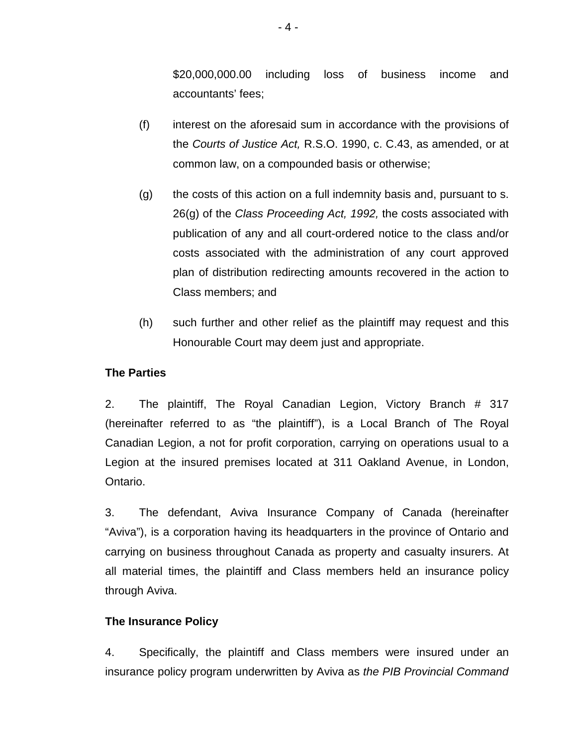$20,000,000.00 including loss of business income and accountants' fees;

(f) interest on the aforesaid sum in accordance with the provisions of the *Courts of Justice Act,* R.S.O. 1990, c. C.43, as amended, or at common law, on a compounded basis or otherwise;

(g) the costs of this action on a full indemnity basis and, pursuant to s. 26(g) of the *Class Proceeding Act, 1992,* the costs associated with publication of any and all court-ordered notice to the class and/or costs associated with the administration of any court approved plan of distribution redirecting amounts recovered in the action to Class members; and

(h) such further and other relief as the plaintiff may request and this Honourable Court may deem just and appropriate.

**The Parties**

2. The plaintiff, The Royal Canadian Legion, Victory Branch # 317 (hereinafter referred to as "the plaintiff"), is a Local Branch of The Royal Canadian Legion, a not for profit corporation, carrying on operations usual to a Legion at the insured premises located at 311 Oakland Avenue, in London, Ontario.

3. The defendant, Aviva Insurance Company of Canada (hereinafter "Aviva"), is a corporation having its headquarters in the province of Ontario and carrying on business throughout Canada as property and casualty insurers. At all material times, the plaintiff and Class members held an insurance policy through Aviva.

**The Insurance Policy**

4. Specifically, the plaintiff and Class members were insured under an insurance policy program underwritten by Aviva as *the PIB Provincial Command*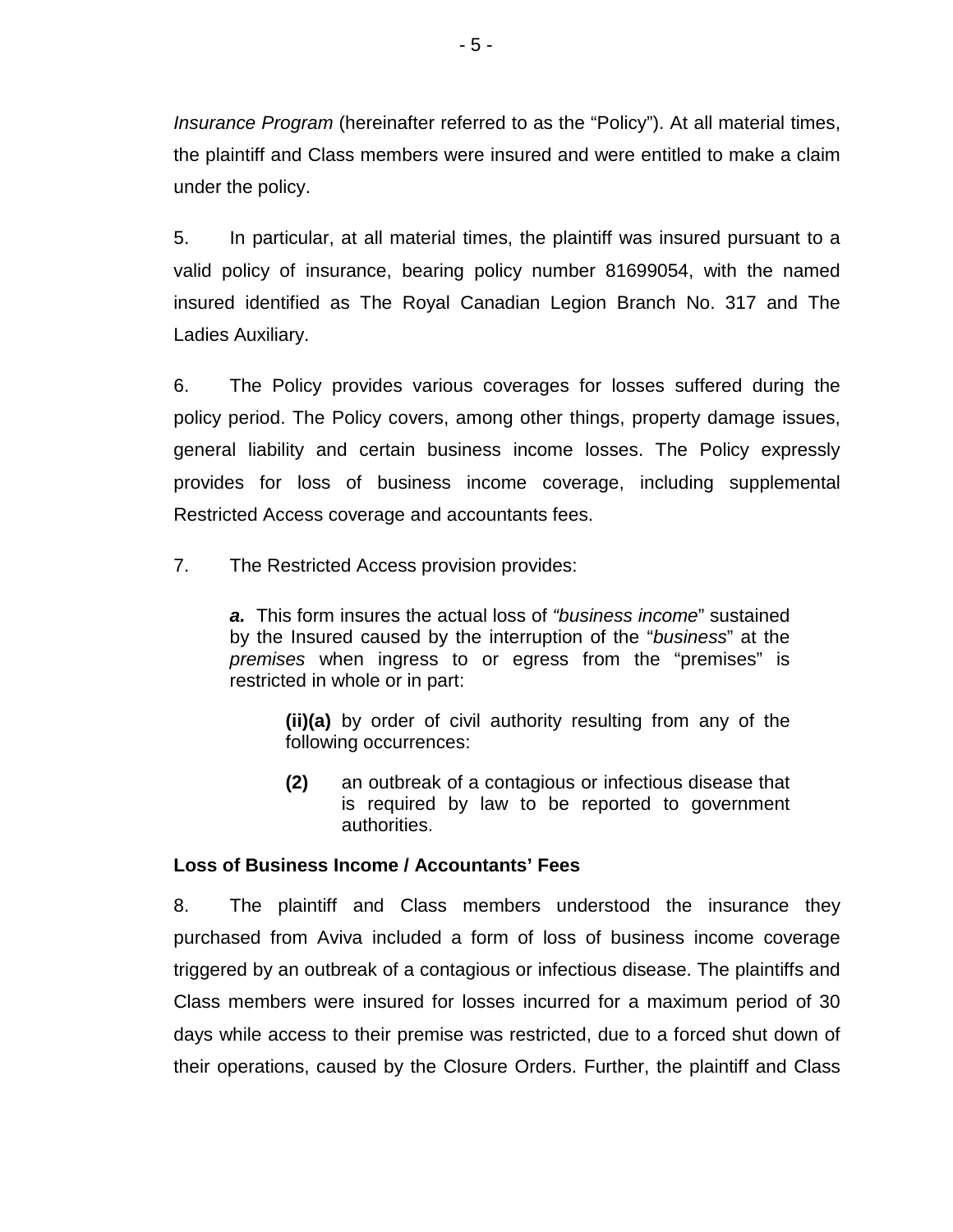*Insurance Program* (hereinafter referred to as the "Policy"). At all material times, the plaintiff and Class members were insured and were entitled to make a claim under the policy.

5. In particular, at all material times, the plaintiff was insured pursuant to a valid policy of insurance, bearing policy number 81699054, with the named insured identified as The Royal Canadian Legion Branch No. 317 and The Ladies Auxiliary.

6. The Policy provides various coverages for losses suffered during the policy period. The Policy covers, among other things, property damage issues, general liability and certain business income losses. The Policy expressly provides for loss of business income coverage, including supplemental Restricted Access coverage and accountants fees.

7. The Restricted Access provision provides:

> ***a.*** This form insures the actual loss of *"business income*" sustained by the Insured caused by the interruption of the "*business*" at the *premises* when ingress to or egress from the "premises" is restricted in whole or in part:
>
> > **(ii)(a)** by order of civil authority resulting from any of the following occurrences:
> >
> > **(2)** an outbreak of a contagious or infectious disease that is required by law to be reported to government authorities.

**Loss of Business Income / Accountants' Fees**

8. The plaintiff and Class members understood the insurance they purchased from Aviva included a form of loss of business income coverage triggered by an outbreak of a contagious or infectious disease. The plaintiffs and Class members were insured for losses incurred for a maximum period of 30 days while access to their premise was restricted, due to a forced shut down of their operations, caused by the Closure Orders. Further, the plaintiff and Class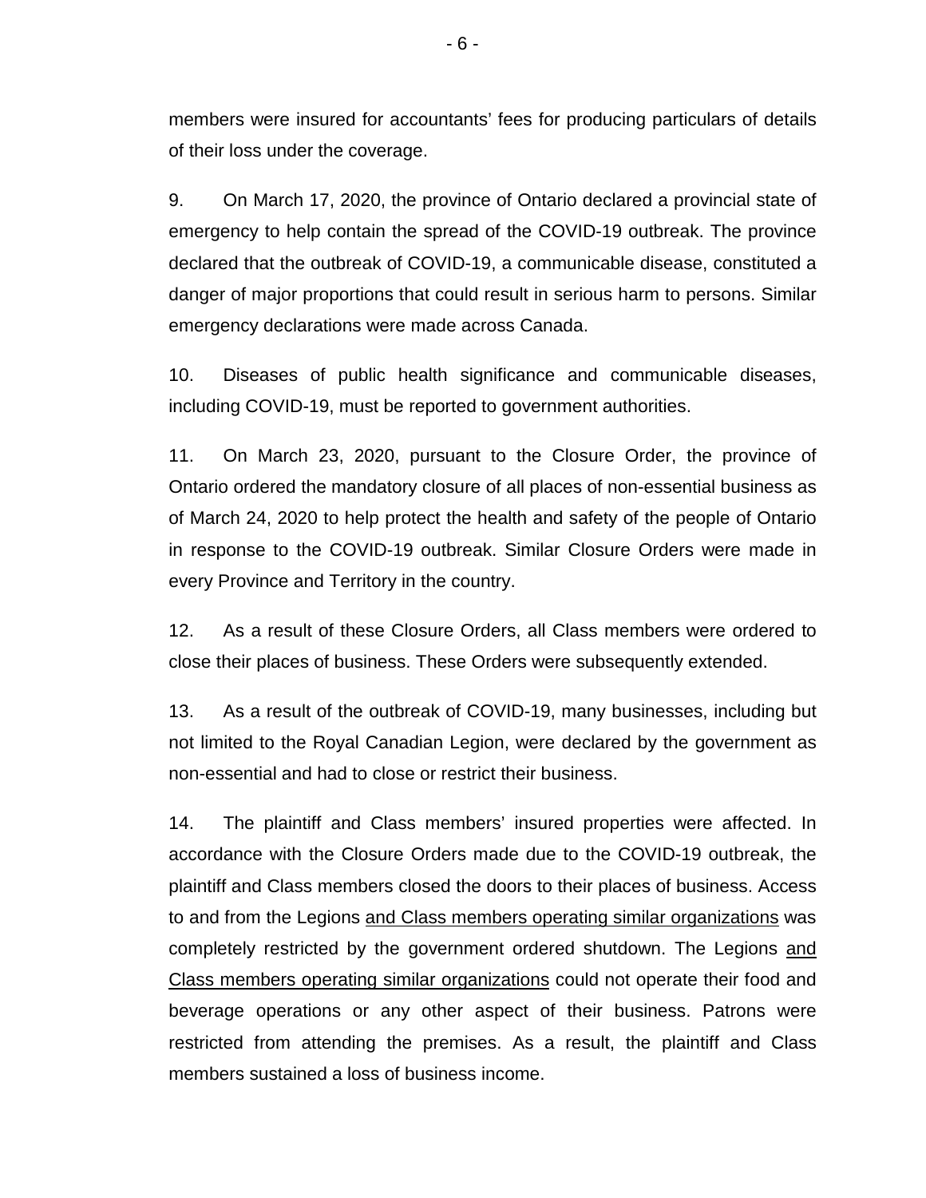members were insured for accountants' fees for producing particulars of details of their loss under the coverage.

9. On March 17, 2020, the province of Ontario declared a provincial state of emergency to help contain the spread of the COVID-19 outbreak. The province declared that the outbreak of COVID-19, a communicable disease, constituted a danger of major proportions that could result in serious harm to persons. Similar emergency declarations were made across Canada.

10. Diseases of public health significance and communicable diseases, including COVID-19, must be reported to government authorities.

11. On March 23, 2020, pursuant to the Closure Order, the province of Ontario ordered the mandatory closure of all places of non-essential business as of March 24, 2020 to help protect the health and safety of the people of Ontario in response to the COVID-19 outbreak. Similar Closure Orders were made in every Province and Territory in the country.

12. As a result of these Closure Orders, all Class members were ordered to close their places of business. These Orders were subsequently extended.

13. As a result of the outbreak of COVID-19, many businesses, including but not limited to the Royal Canadian Legion, were declared by the government as non-essential and had to close or restrict their business.

14. The plaintiff and Class members' insured properties were affected. In accordance with the Closure Orders made due to the COVID-19 outbreak, the plaintiff and Class members closed the doors to their places of business. Access to and from the Legions <u>and Class members operating similar organizations</u> was completely restricted by the government ordered shutdown. The Legions <u>and Class members operating similar organizations</u> could not operate their food and beverage operations or any other aspect of their business. Patrons were restricted from attending the premises. As a result, the plaintiff and Class members sustained a loss of business income.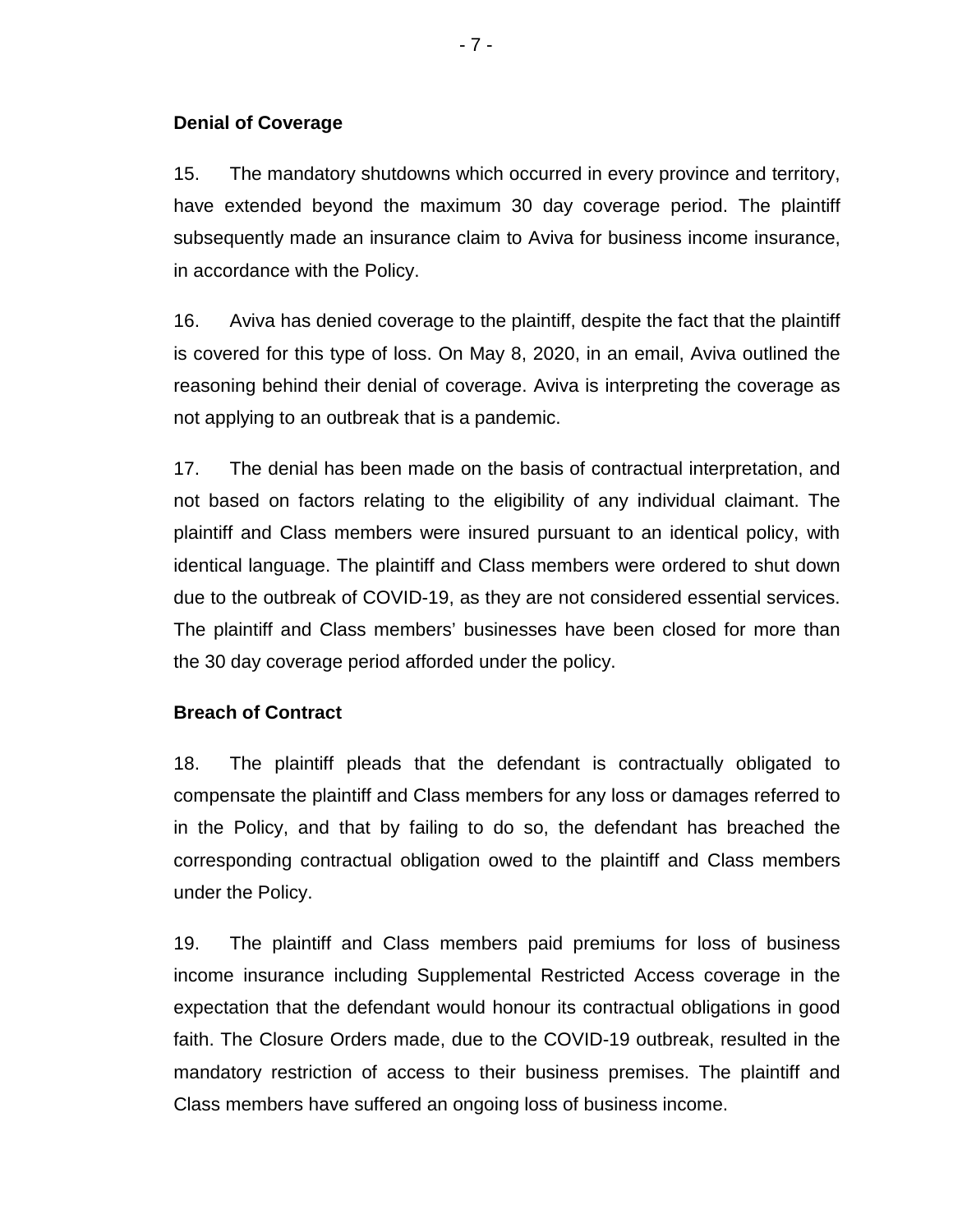**Denial of Coverage**

15. The mandatory shutdowns which occurred in every province and territory, have extended beyond the maximum 30 day coverage period. The plaintiff subsequently made an insurance claim to Aviva for business income insurance, in accordance with the Policy.

16. Aviva has denied coverage to the plaintiff, despite the fact that the plaintiff is covered for this type of loss. On May 8, 2020, in an email, Aviva outlined the reasoning behind their denial of coverage. Aviva is interpreting the coverage as not applying to an outbreak that is a pandemic.

17. The denial has been made on the basis of contractual interpretation, and not based on factors relating to the eligibility of any individual claimant. The plaintiff and Class members were insured pursuant to an identical policy, with identical language. The plaintiff and Class members were ordered to shut down due to the outbreak of COVID-19, as they are not considered essential services. The plaintiff and Class members' businesses have been closed for more than the 30 day coverage period afforded under the policy.

**Breach of Contract**

18. The plaintiff pleads that the defendant is contractually obligated to compensate the plaintiff and Class members for any loss or damages referred to in the Policy, and that by failing to do so, the defendant has breached the corresponding contractual obligation owed to the plaintiff and Class members under the Policy.

19. The plaintiff and Class members paid premiums for loss of business income insurance including Supplemental Restricted Access coverage in the expectation that the defendant would honour its contractual obligations in good faith. The Closure Orders made, due to the COVID-19 outbreak, resulted in the mandatory restriction of access to their business premises. The plaintiff and Class members have suffered an ongoing loss of business income.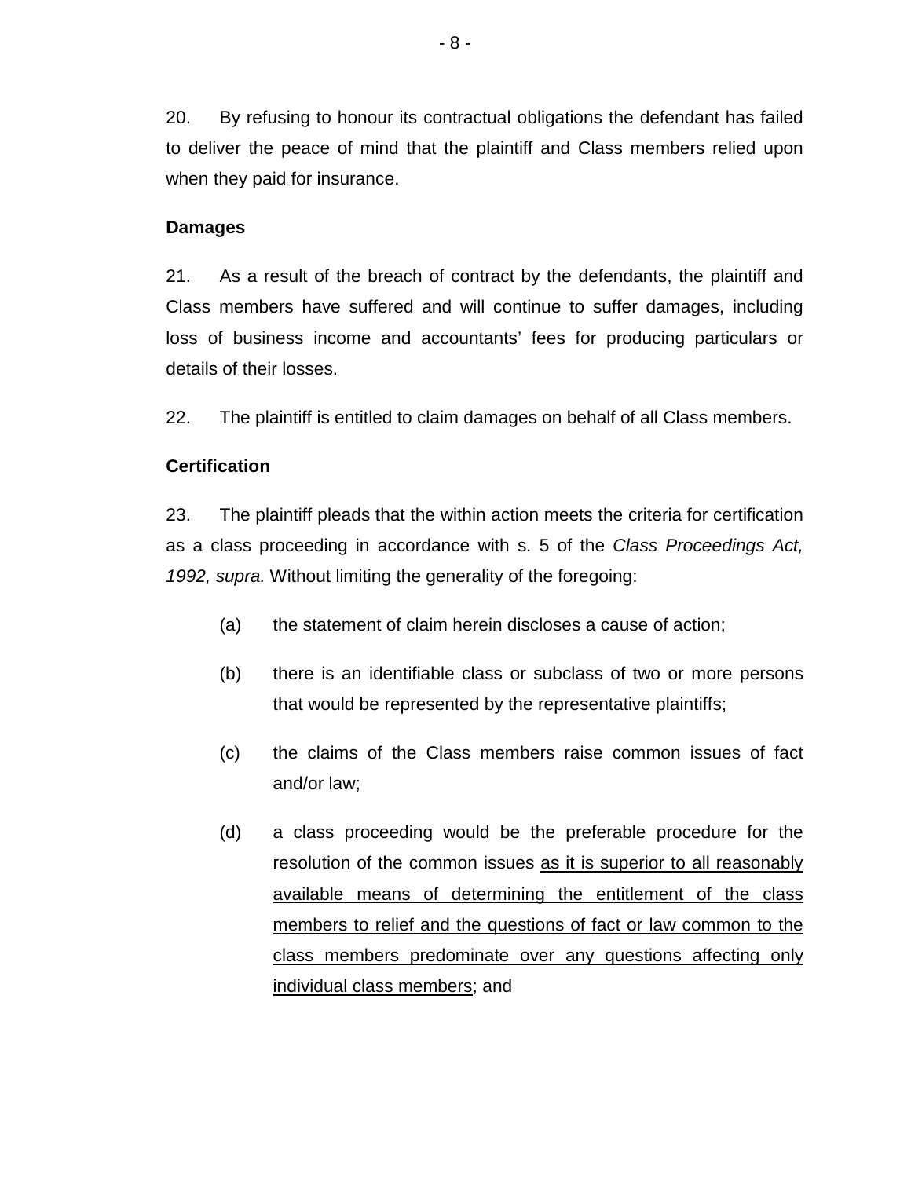20. By refusing to honour its contractual obligations the defendant has failed to deliver the peace of mind that the plaintiff and Class members relied upon when they paid for insurance.

**Damages**

21. As a result of the breach of contract by the defendants, the plaintiff and Class members have suffered and will continue to suffer damages, including loss of business income and accountants' fees for producing particulars or details of their losses.

22. The plaintiff is entitled to claim damages on behalf of all Class members.

**Certification**

23. The plaintiff pleads that the within action meets the criteria for certification as a class proceeding in accordance with s. 5 of the *Class Proceedings Act, 1992, supra.* Without limiting the generality of the foregoing:

(a) the statement of claim herein discloses a cause of action;

(b) there is an identifiable class or subclass of two or more persons that would be represented by the representative plaintiffs;

(c) the claims of the Class members raise common issues of fact and/or law;

(d) a class proceeding would be the preferable procedure for the resolution of the common issues <u>as it is superior to all reasonably available means of determining the entitlement of the class members to relief and the questions of fact or law common to the class members predominate over any questions affecting only individual class members</u>; and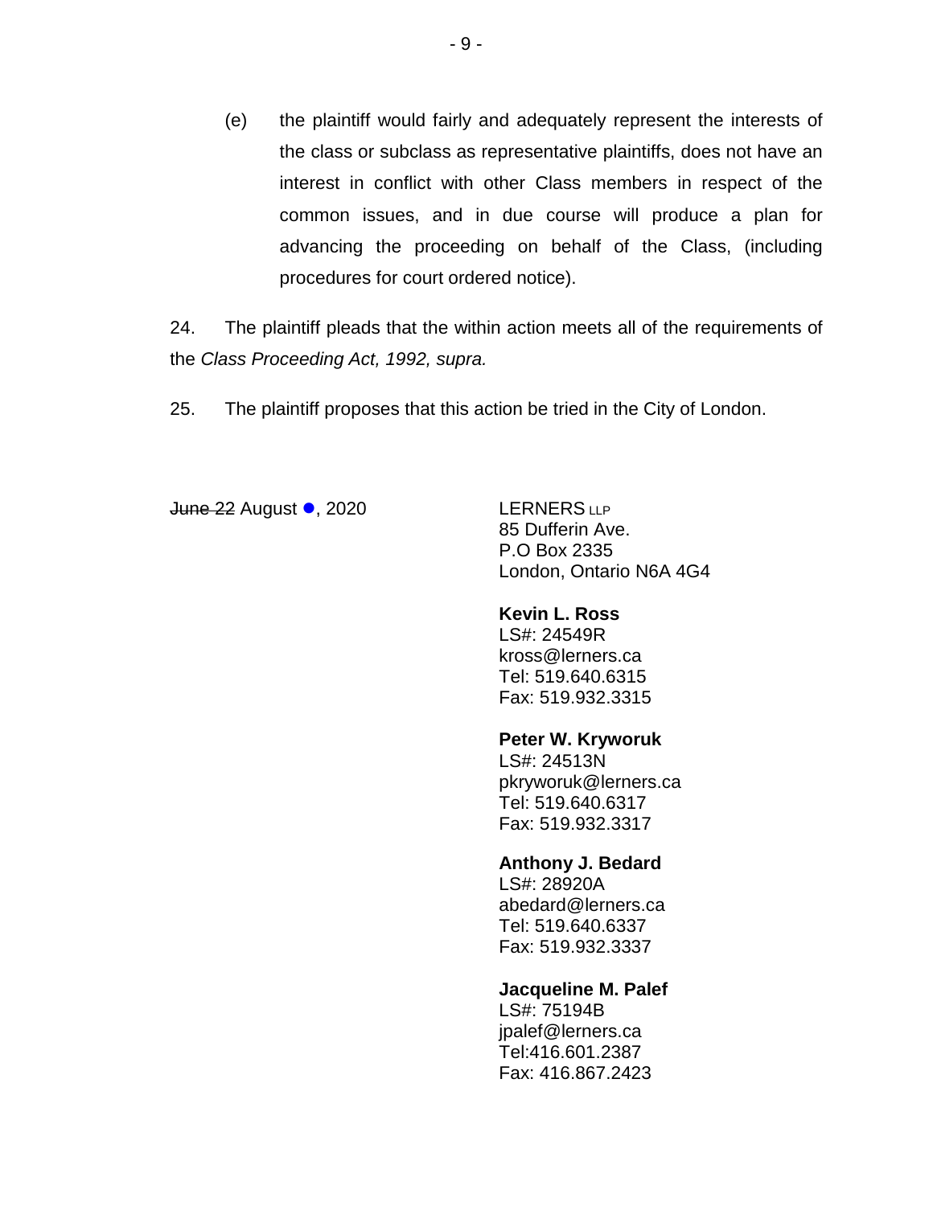(e) the plaintiff would fairly and adequately represent the interests of the class or subclass as representative plaintiffs, does not have an interest in conflict with other Class members in respect of the common issues, and in due course will produce a plan for advancing the proceeding on behalf of the Class, (including procedures for court ordered notice).

24. The plaintiff pleads that the within action meets all of the requirements of the *Class Proceeding Act, 1992, supra.*

25. The plaintiff proposes that this action be tried in the City of London.

~~June 22~~ August ●, 2020

LERNERS LLP
85 Dufferin Ave.
P.O Box 2335
London, Ontario N6A 4G4

**Kevin L. Ross**
LS#: 24549R
kross@lerners.ca
Tel: 519.640.6315
Fax: 519.932.3315

**Peter W. Kryworuk**
LS#: 24513N
pkryworuk@lerners.ca
Tel: 519.640.6317
Fax: 519.932.3317

**Anthony J. Bedard**
LS#: 28920A
abedard@lerners.ca
Tel: 519.640.6337
Fax: 519.932.3337

**Jacqueline M. Palef**
LS#: 75194B
jpalef@lerners.ca
Tel:416.601.2387
Fax: 416.867.2423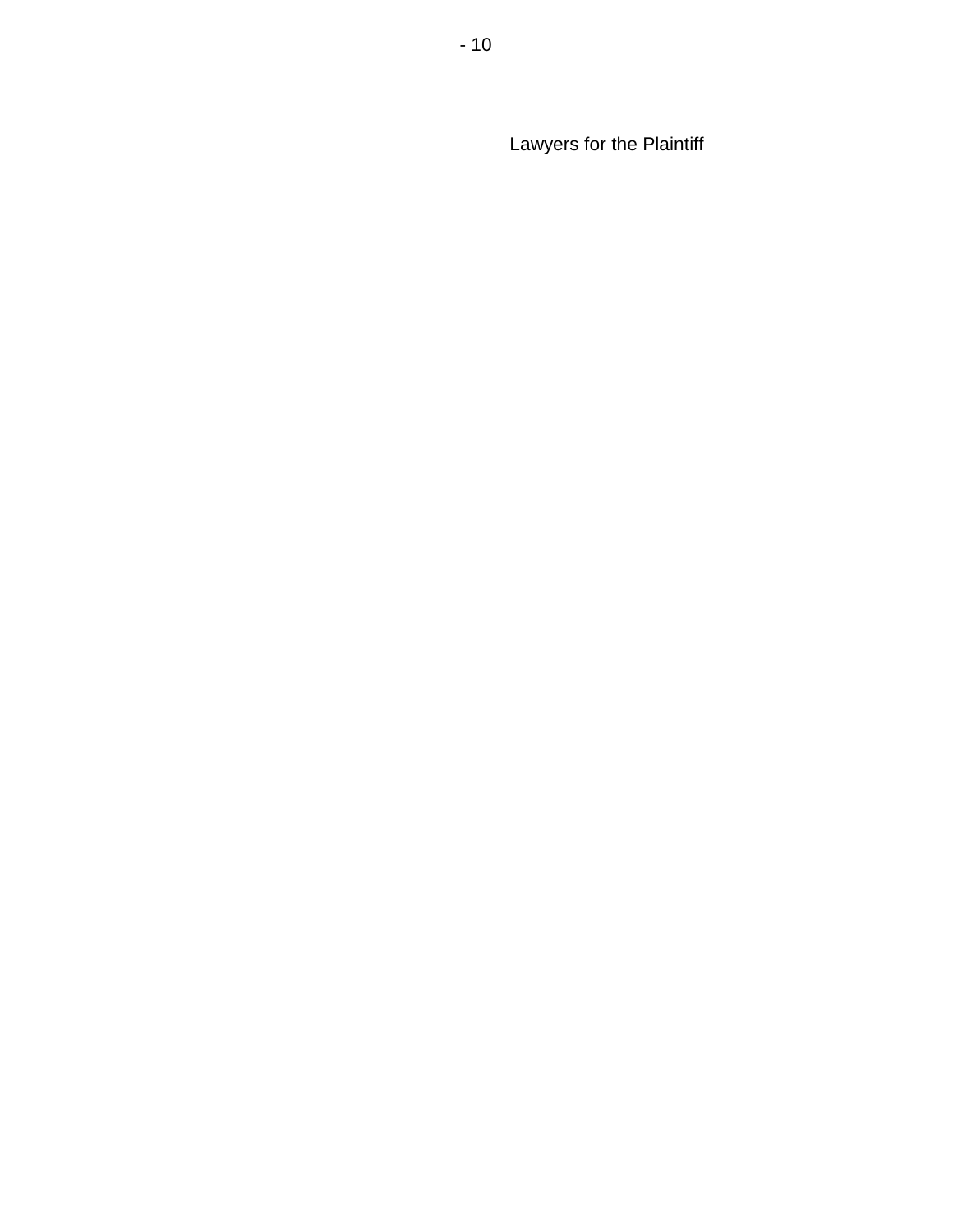Lawyers for the Plaintiff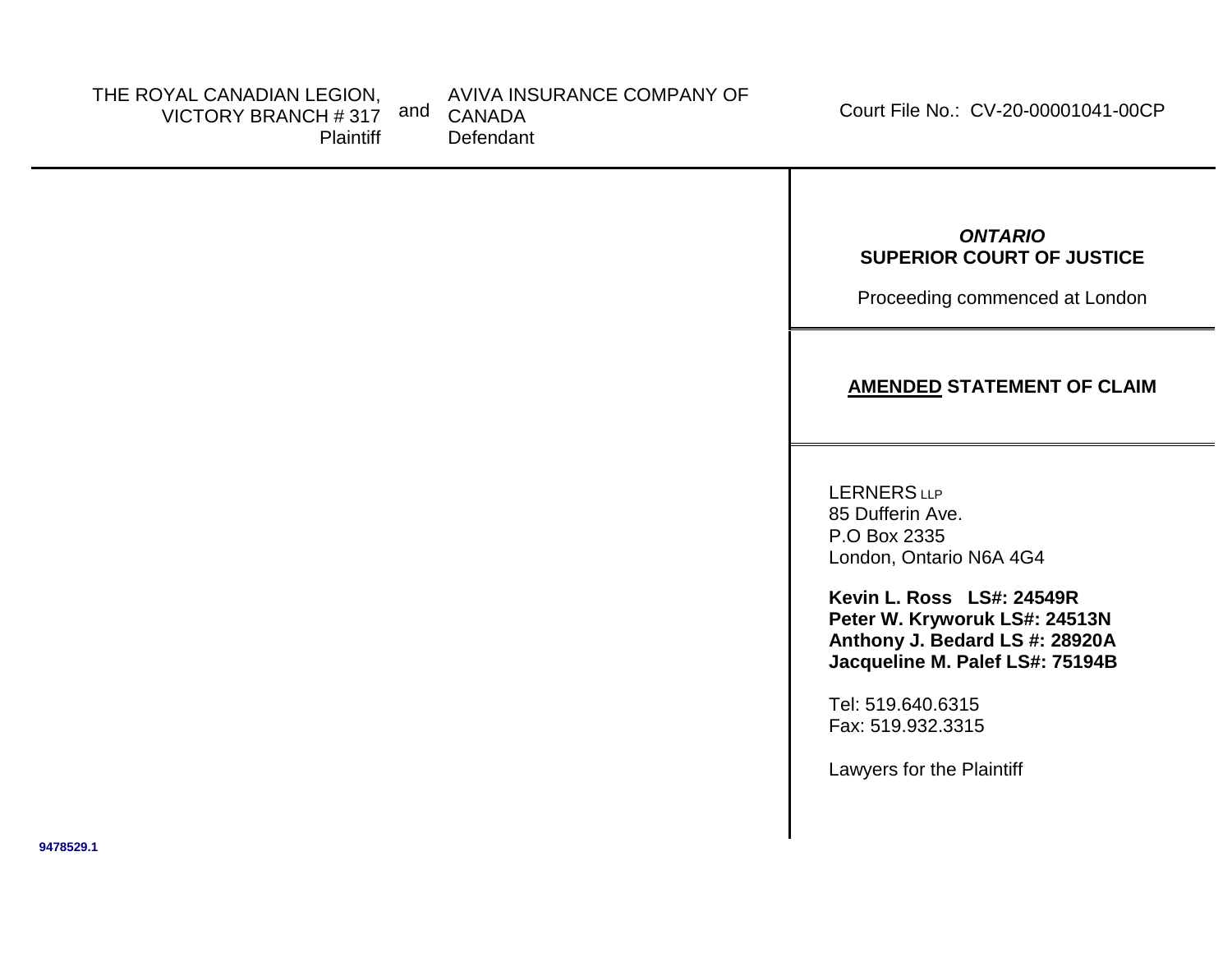THE ROYAL CANADIAN LEGION, VICTORY BRANCH # 317
Plaintiff

and

AVIVA INSURANCE COMPANY OF CANADA
Defendant

Court File No.: CV-20-00001041-00CP

***ONTARIO***
**SUPERIOR COURT OF JUSTICE**

Proceeding commenced at London

**AMENDED STATEMENT OF CLAIM**

LERNERS LLP
85 Dufferin Ave.
P.O Box 2335
London, Ontario N6A 4G4

**Kevin L. Ross LS#: 24549R**
**Peter W. Kryworuk LS#: 24513N**
**Anthony J. Bedard LS #: 28920A**
**Jacqueline M. Palef LS#: 75194B**

Tel: 519.640.6315
Fax: 519.932.3315

Lawyers for the Plaintiff

9478529.1